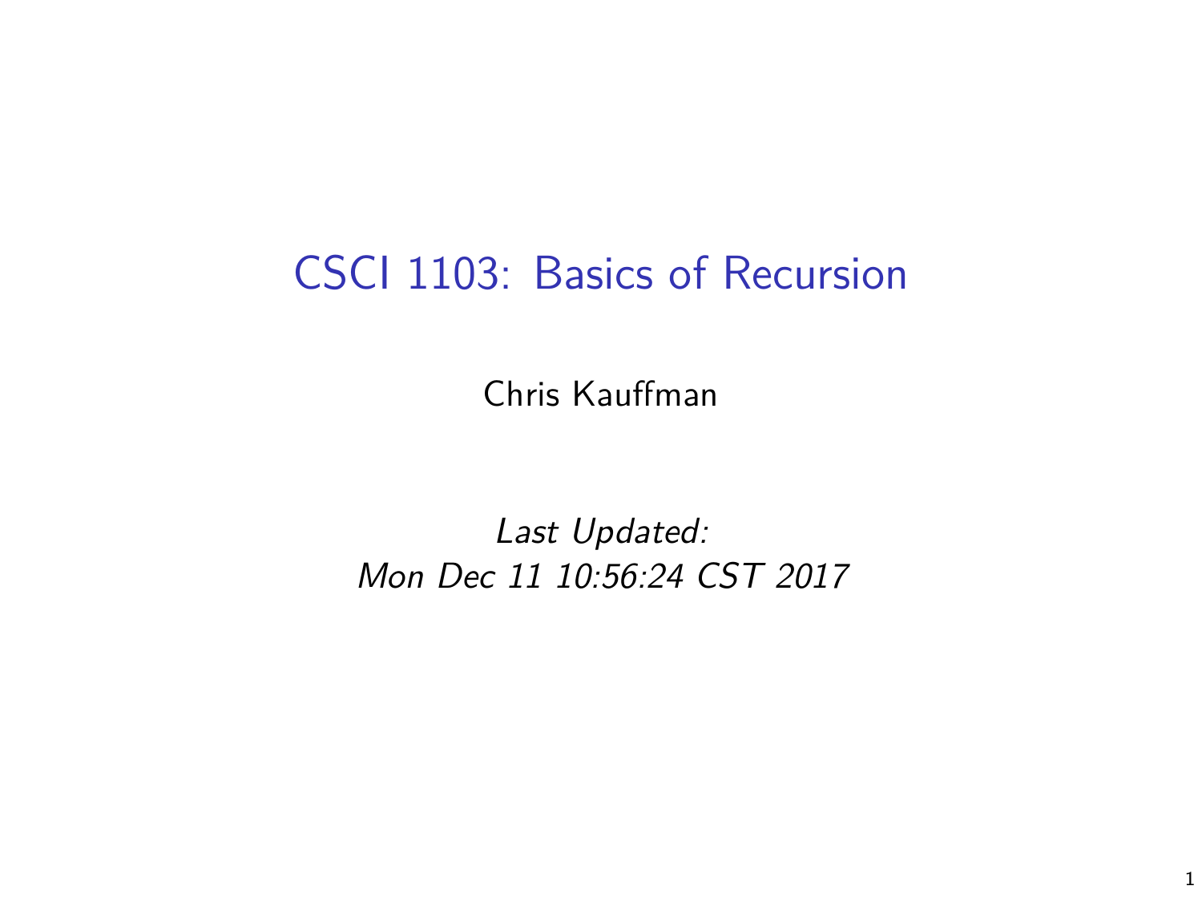# CSCI 1103: Basics of Recursion

Chris Kauffman

*Last Updated:*
*Mon Dec 11 10:56:24 CST 2017*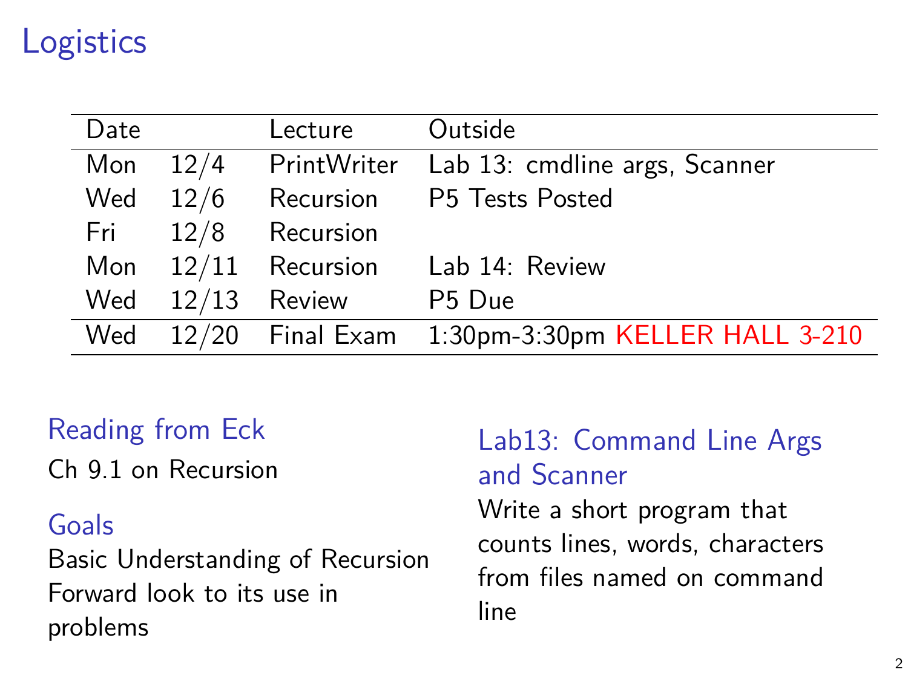# Logistics

| Date | | Lecture | Outside |
|---|---|---|---|
| Mon | 12/4 | PrintWriter | Lab 13: cmdline args, Scanner |
| Wed | 12/6 | Recursion | P5 Tests Posted |
| Fri | 12/8 | Recursion | |
| Mon | 12/11 | Recursion | Lab 14: Review |
| Wed | 12/13 | Review | P5 Due |
| Wed | 12/20 | Final Exam | 1:30pm-3:30pm KELLER HALL 3-210 |

## Reading from Eck

Ch 9.1 on Recursion

## Goals

Basic Understanding of Recursion
Forward look to its use in problems

## Lab13: Command Line Args and Scanner

Write a short program that counts lines, words, characters from files named on command line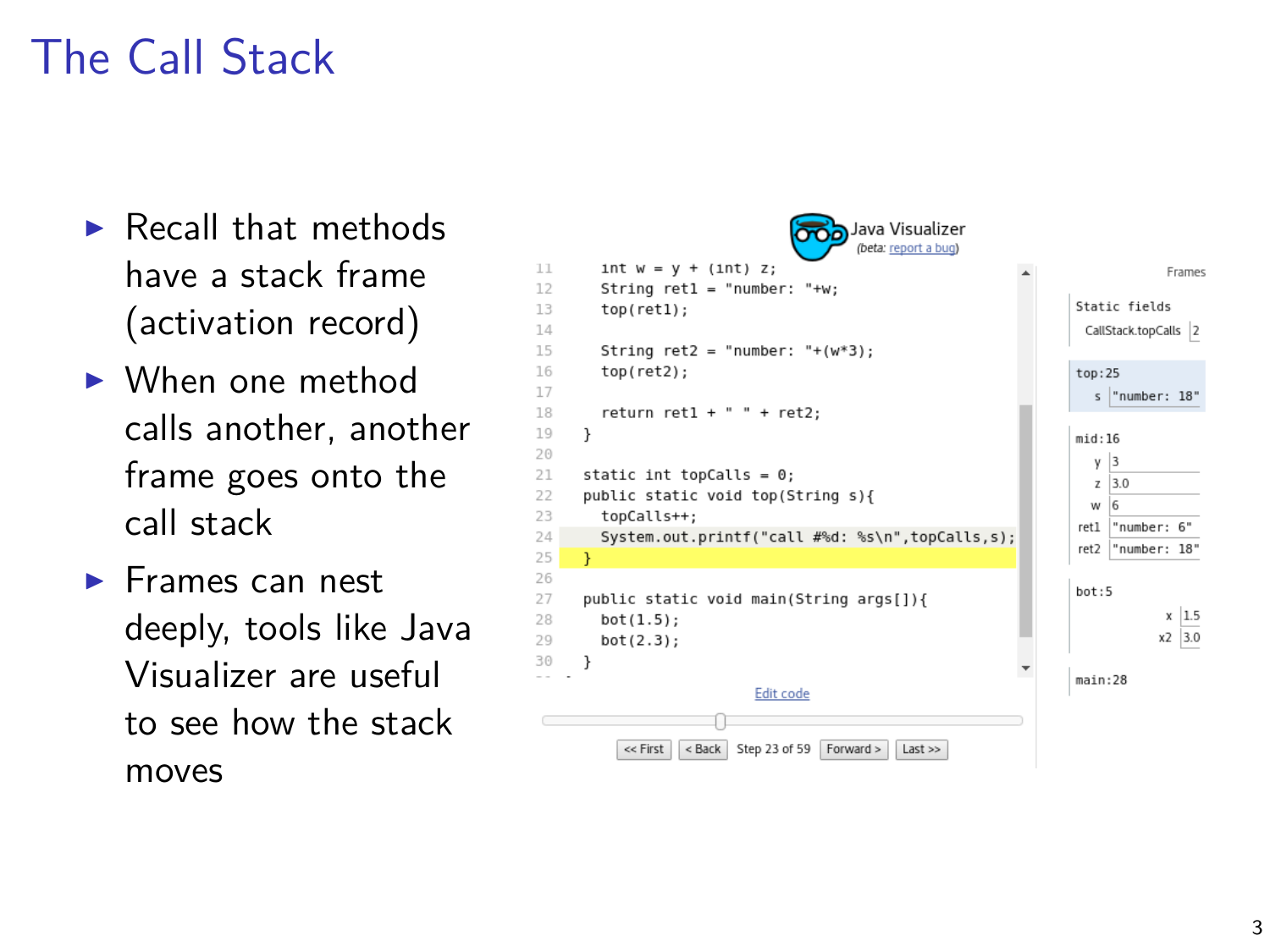# The Call Stack

- Recall that methods have a stack frame (activation record)
- When one method calls another, another frame goes onto the call stack
- Frames can nest deeply, tools like Java Visualizer are useful to see how the stack moves

Java Visualizer
(beta: report a bug)

```
11     int w = y + (int) z;
12     String ret1 = "number: "+w;
13     top(ret1);
14
15     String ret2 = "number: "+(w*3);
16     top(ret2);
17
18     return ret1 + " " + ret2;
19   }
20
21   static int topCalls = 0;
22   public static void top(String s){
23     topCalls++;
24     System.out.printf("call #%d: %s\n",topCalls,s);
25   }
26
27   public static void main(String args[]){
28     bot(1.5);
29     bot(2.3);
30   }
```

Edit code

<< First | < Back | Step 23 of 59 | Forward > | Last >>

Frames

Static fields
- CallStack.topCalls: 2

top:25
- s: "number: 18"

mid:16
- y: 3
- z: 3.0
- w: 6
- ret1: "number: 6"
- ret2: "number: 18"

bot:5
- x: 1.5
- x2: 3.0

main:28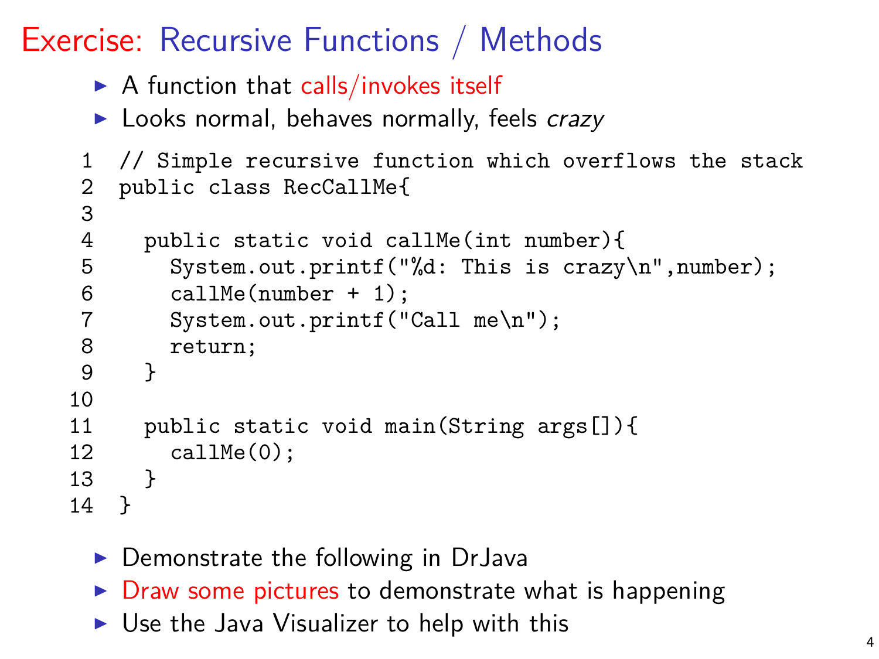# Exercise: Recursive Functions / Methods

- A function that calls/invokes itself
- Looks normal, behaves normally, feels *crazy*

```
1  // Simple recursive function which overflows the stack
2  public class RecCallMe{
3
4    public static void callMe(int number){
5      System.out.printf("%d: This is crazy\n",number);
6      callMe(number + 1);
7      System.out.printf("Call me\n");
8      return;
9    }
10
11   public static void main(String args[]){
12     callMe(0);
13   }
14 }
```

- Demonstrate the following in DrJava
- Draw some pictures to demonstrate what is happening
- Use the Java Visualizer to help with this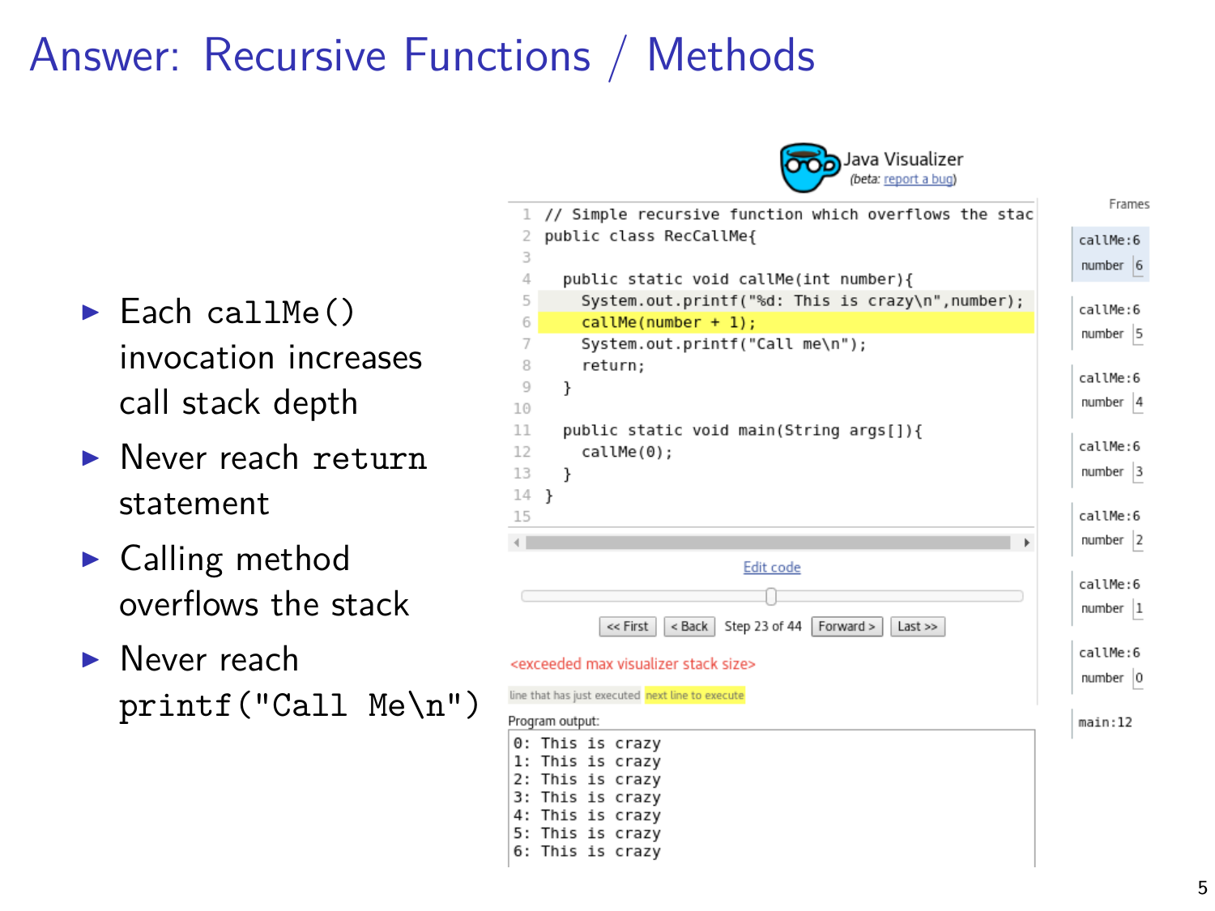# Answer: Recursive Functions / Methods

- Each `callMe()` invocation increases call stack depth
- Never reach `return` statement
- Calling method overflows the stack
- Never reach `printf("Call Me\n")`

Java Visualizer (beta: report a bug)

```java
// Simple recursive function which overflows the stac
public class RecCallMe{

  public static void callMe(int number){
    System.out.printf("%d: This is crazy\n",number);
    callMe(number + 1);
    System.out.printf("Call me\n");
    return;
  }

  public static void main(String args[]){
    callMe(0);
  }
}
```

Edit code

<< First | < Back | Step 23 of 44 | Forward > | Last >>

<exceeded max visualizer stack size>

line that has just executed | next line to execute

Frames

| Frame | number |
|---|---|
| callMe:6 | 6 |
| callMe:6 | 5 |
| callMe:6 | 4 |
| callMe:6 | 3 |
| callMe:6 | 2 |
| callMe:6 | 1 |
| callMe:6 | 0 |
| main:12 | |

Program output:

```
0: This is crazy
1: This is crazy
2: This is crazy
3: This is crazy
4: This is crazy
5: This is crazy
6: This is crazy
```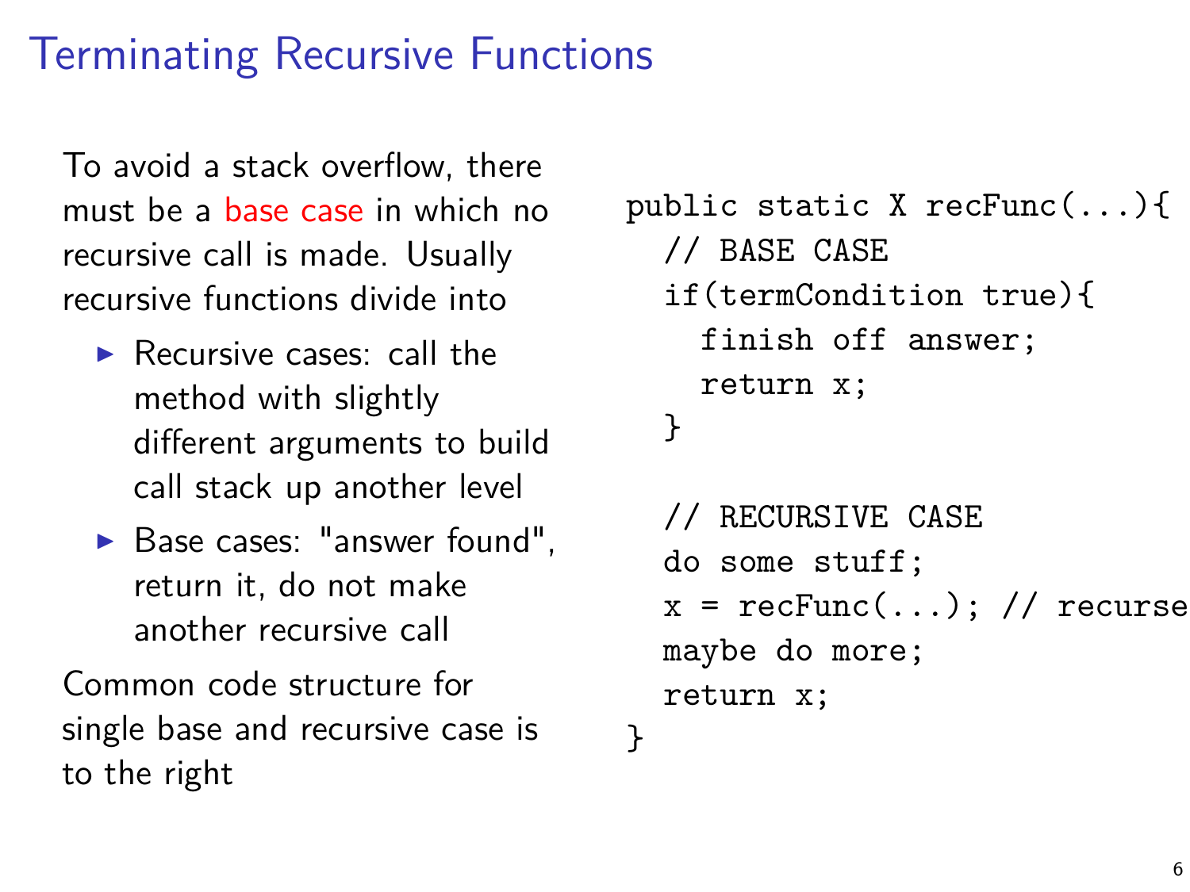# Terminating Recursive Functions

To avoid a stack overflow, there must be a base case in which no recursive call is made. Usually recursive functions divide into

- Recursive cases: call the method with slightly different arguments to build call stack up another level
- Base cases: "answer found", return it, do not make another recursive call

Common code structure for single base and recursive case is to the right

```
public static X recFunc(...){
  // BASE CASE
  if(termCondition true){
    finish off answer;
    return x;
  }

  // RECURSIVE CASE
  do some stuff;
  x = recFunc(...); // recurse
  maybe do more;
  return x;
}
```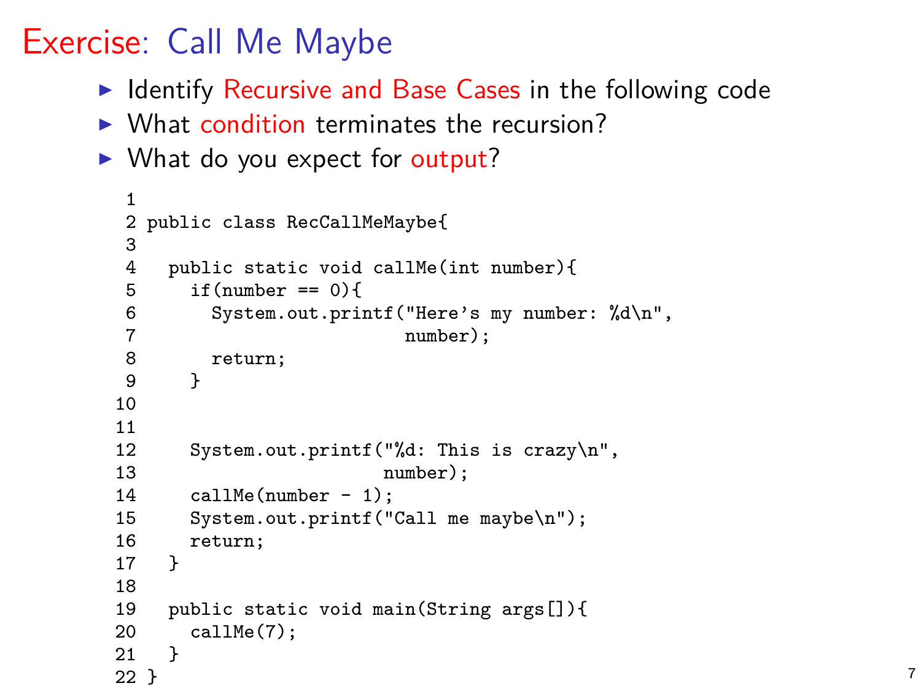# Exercise: Call Me Maybe

- Identify Recursive and Base Cases in the following code
- What condition terminates the recursion?
- What do you expect for output?

```
1
2 public class RecCallMeMaybe{
3
4   public static void callMe(int number){
5     if(number == 0){
6       System.out.printf("Here's my number: %d\n",
7                         number);
8       return;
9     }
10
11
12    System.out.printf("%d: This is crazy\n",
13                      number);
14    callMe(number - 1);
15    System.out.printf("Call me maybe\n");
16    return;
17  }
18
19  public static void main(String args[]){
20    callMe(7);
21  }
22 }
```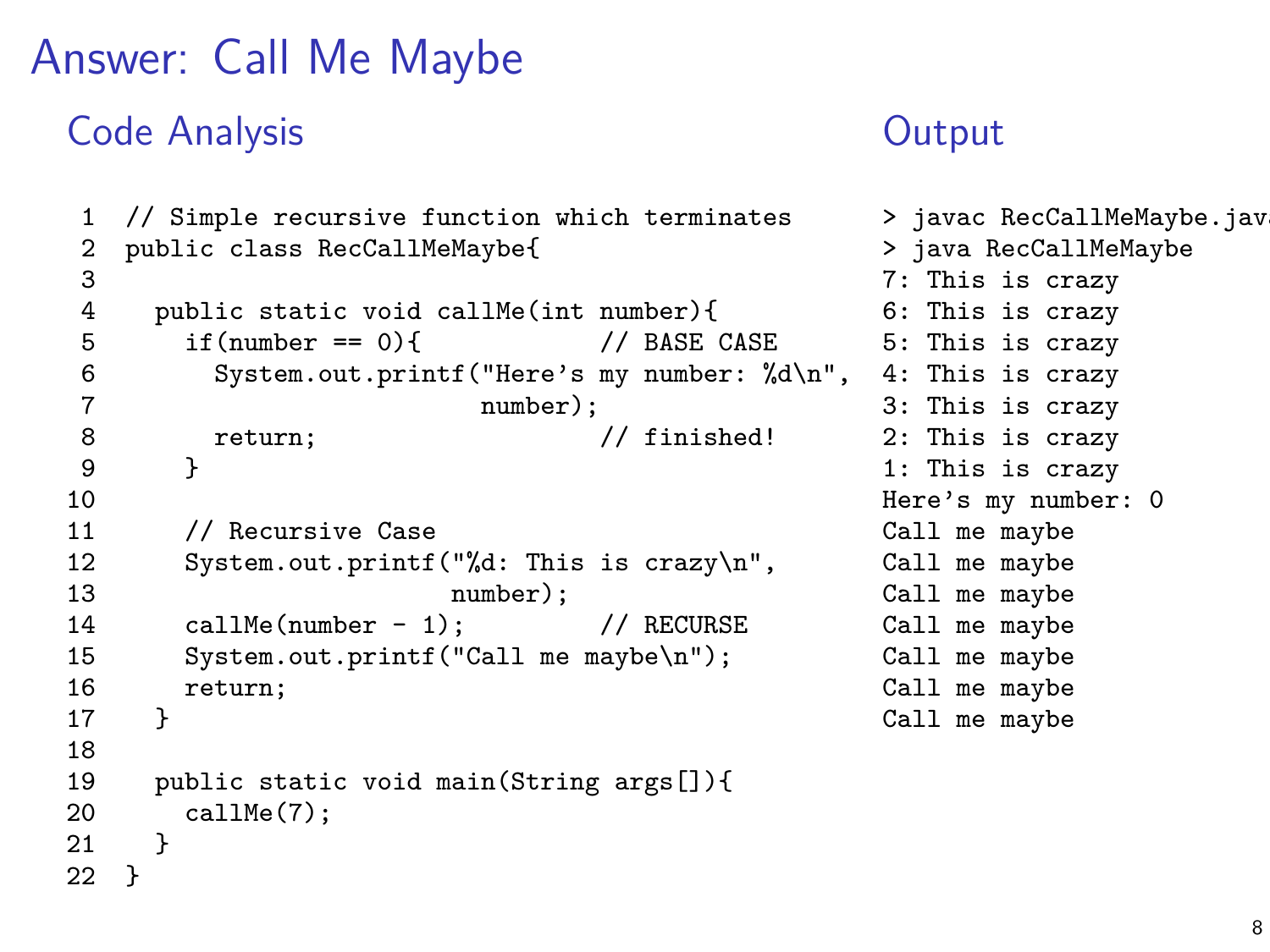# Answer: Call Me Maybe

## Code Analysis

```
 1  // Simple recursive function which terminates
 2  public class RecCallMeMaybe{
 3
 4    public static void callMe(int number){
 5      if(number == 0){            // BASE CASE
 6        System.out.printf("Here's my number: %d\n",
 7                          number);
 8        return;                   // finished!
 9      }
10
11      // Recursive Case
12      System.out.printf("%d: This is crazy\n",
13                        number);
14      callMe(number - 1);         // RECURSE
15      System.out.printf("Call me maybe\n");
16      return;
17    }
18
19    public static void main(String args[]){
20      callMe(7);
21    }
22  }
```

## Output

```
> javac RecCallMeMaybe.java
> java RecCallMeMaybe
7: This is crazy
6: This is crazy
5: This is crazy
4: This is crazy
3: This is crazy
2: This is crazy
1: This is crazy
Here's my number: 0
Call me maybe
Call me maybe
Call me maybe
Call me maybe
Call me maybe
Call me maybe
Call me maybe
```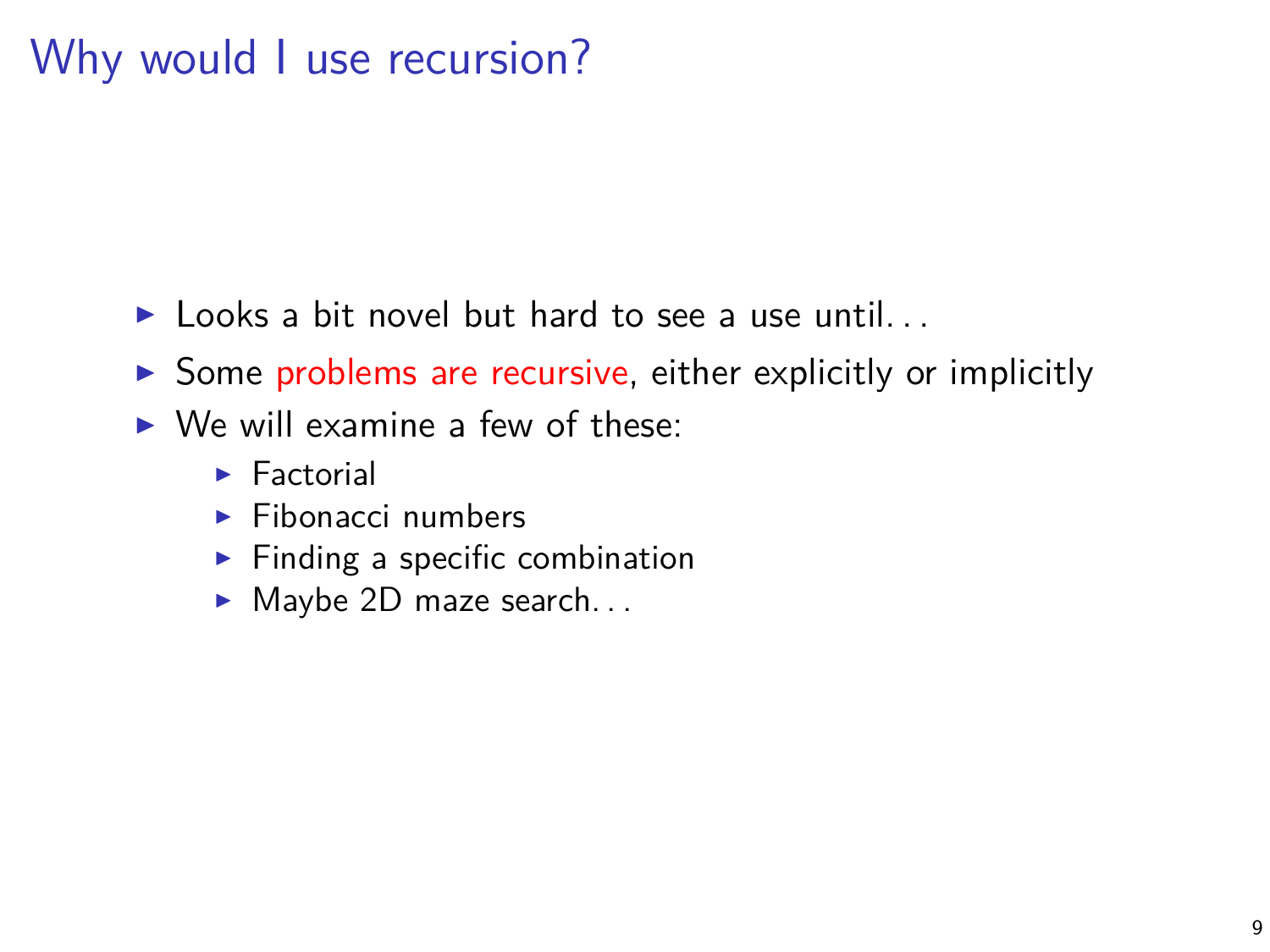# Why would I use recursion?

- Looks a bit novel but hard to see a use until...
- Some problems are recursive, either explicitly or implicitly
- We will examine a few of these:
  - Factorial
  - Fibonacci numbers
  - Finding a specific combination
  - Maybe 2D maze search...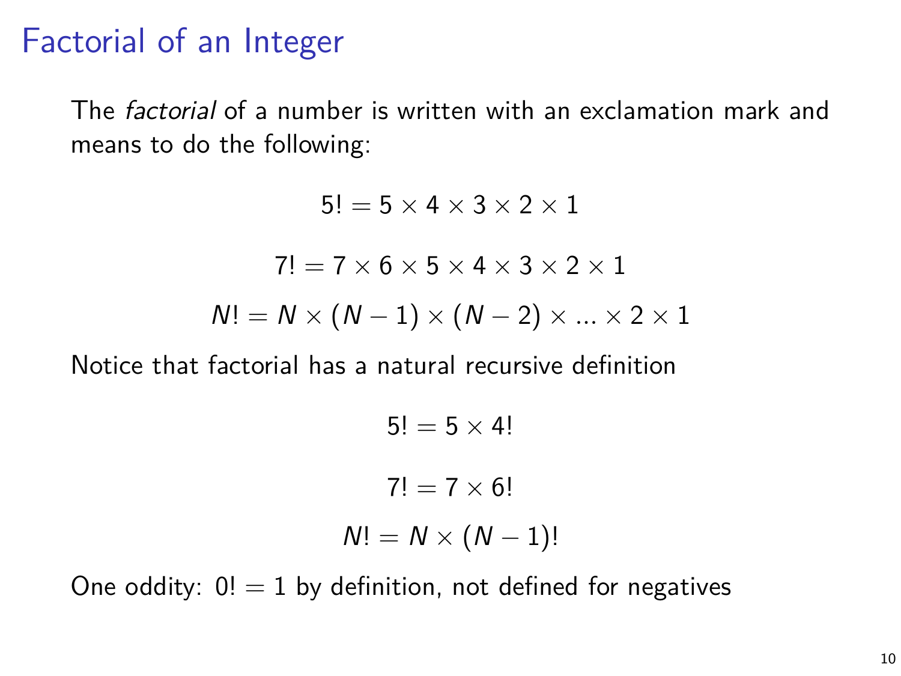# Factorial of an Integer

The *factorial* of a number is written with an exclamation mark and means to do the following:

$$5! = 5 \times 4 \times 3 \times 2 \times 1$$

$$7! = 7 \times 6 \times 5 \times 4 \times 3 \times 2 \times 1$$

$$N! = N \times (N-1) \times (N-2) \times ... \times 2 \times 1$$

Notice that factorial has a natural recursive definition

$$5! = 5 \times 4!$$

$$7! = 7 \times 6!$$

$$N! = N \times (N-1)!$$

One oddity: $0! = 1$ by definition, not defined for negatives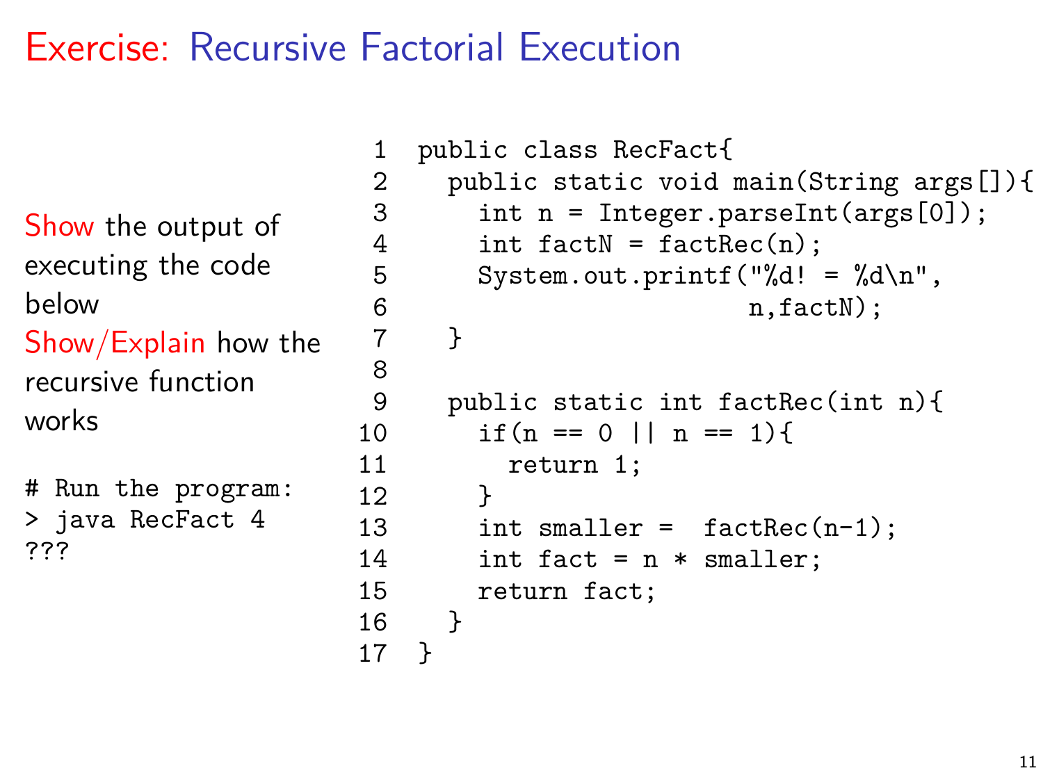# Exercise: Recursive Factorial Execution

Show the output of executing the code below

Show/Explain how the recursive function works

```
# Run the program:
> java RecFact 4
???
```

```
1  public class RecFact{
2    public static void main(String args[]){
3      int n = Integer.parseInt(args[0]);
4      int factN = factRec(n);
5      System.out.printf("%d! = %d\n",
6                        n,factN);
7    }
8
9    public static int factRec(int n){
10     if(n == 0 || n == 1){
11       return 1;
12     }
13     int smaller =  factRec(n-1);
14     int fact = n * smaller;
15     return fact;
16   }
17 }
```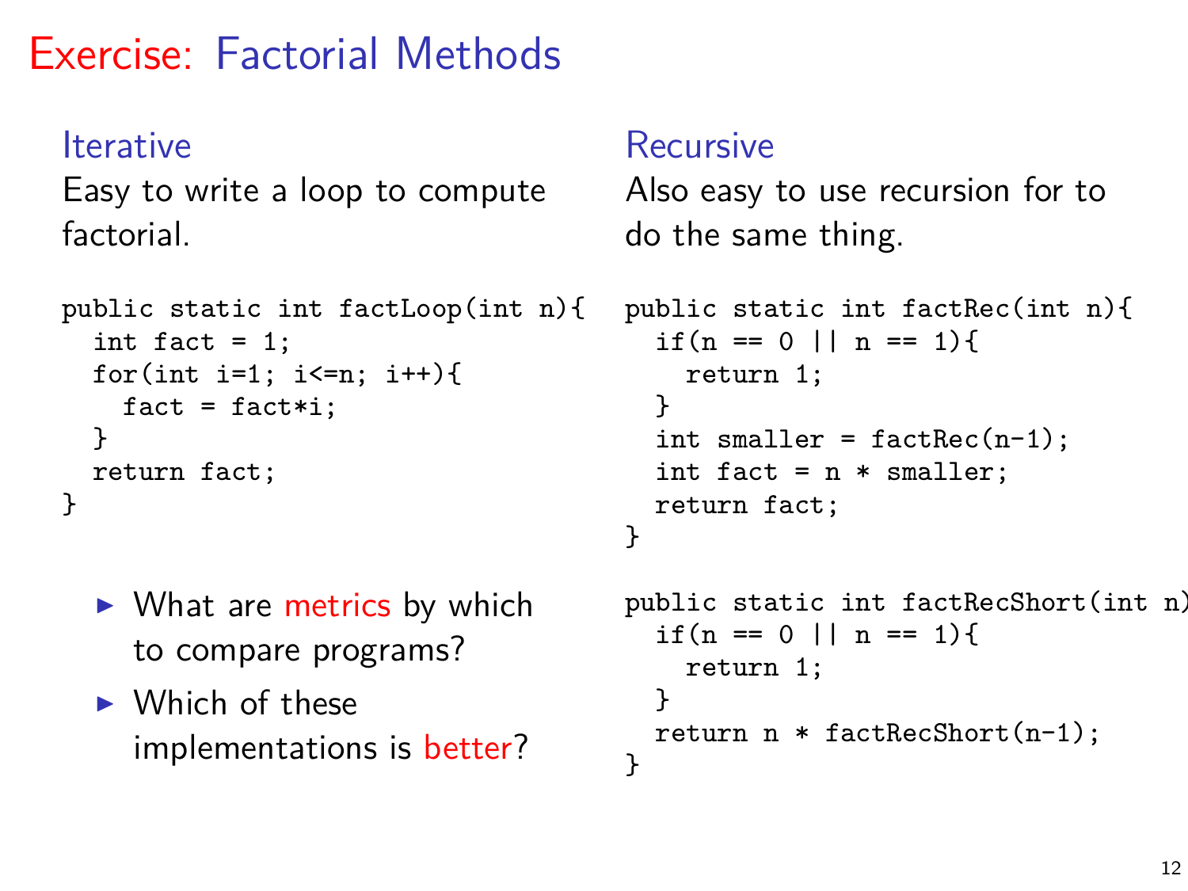# Exercise: Factorial Methods

## Iterative

Easy to write a loop to compute factorial.

```
public static int factLoop(int n){
  int fact = 1;
  for(int i=1; i<=n; i++){
    fact = fact*i;
  }
  return fact;
}
```

- What are metrics by which to compare programs?
- Which of these implementations is better?

## Recursive

Also easy to use recursion for to do the same thing.

```
public static int factRec(int n){
  if(n == 0 || n == 1){
    return 1;
  }
  int smaller = factRec(n-1);
  int fact = n * smaller;
  return fact;
}

public static int factRecShort(int n)
  if(n == 0 || n == 1){
    return 1;
  }
  return n * factRecShort(n-1);
}
```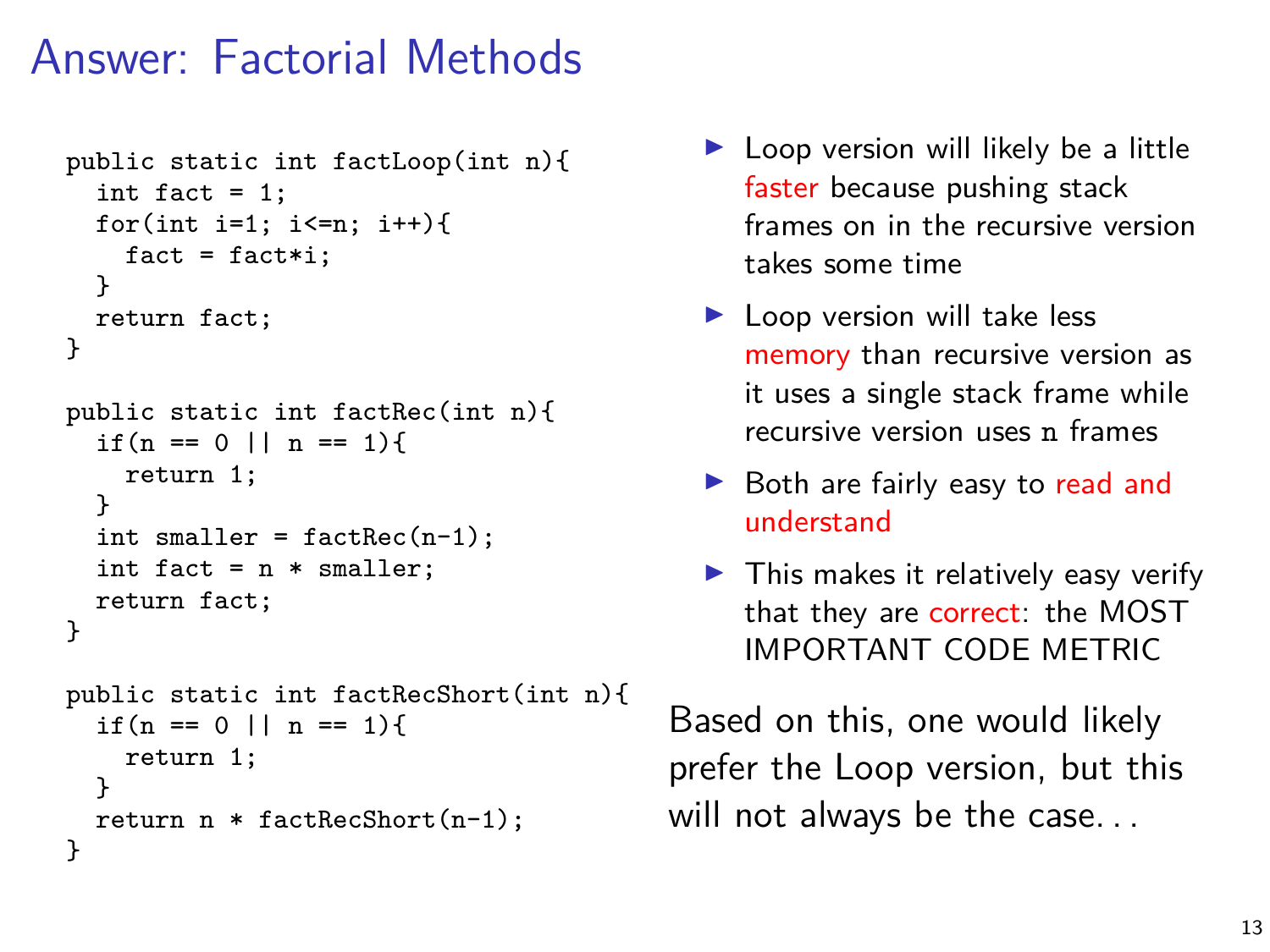# Answer: Factorial Methods

```
public static int factLoop(int n){
  int fact = 1;
  for(int i=1; i<=n; i++){
    fact = fact*i;
  }
  return fact;
}

public static int factRec(int n){
  if(n == 0 || n == 1){
    return 1;
  }
  int smaller = factRec(n-1);
  int fact = n * smaller;
  return fact;
}

public static int factRecShort(int n){
  if(n == 0 || n == 1){
    return 1;
  }
  return n * factRecShort(n-1);
}
```

- Loop version will likely be a little faster because pushing stack frames on in the recursive version takes some time
- Loop version will take less memory than recursive version as it uses a single stack frame while recursive version uses `n` frames
- Both are fairly easy to read and understand
- This makes it relatively easy verify that they are correct: the MOST IMPORTANT CODE METRIC

Based on this, one would likely prefer the Loop version, but this will not always be the case. . .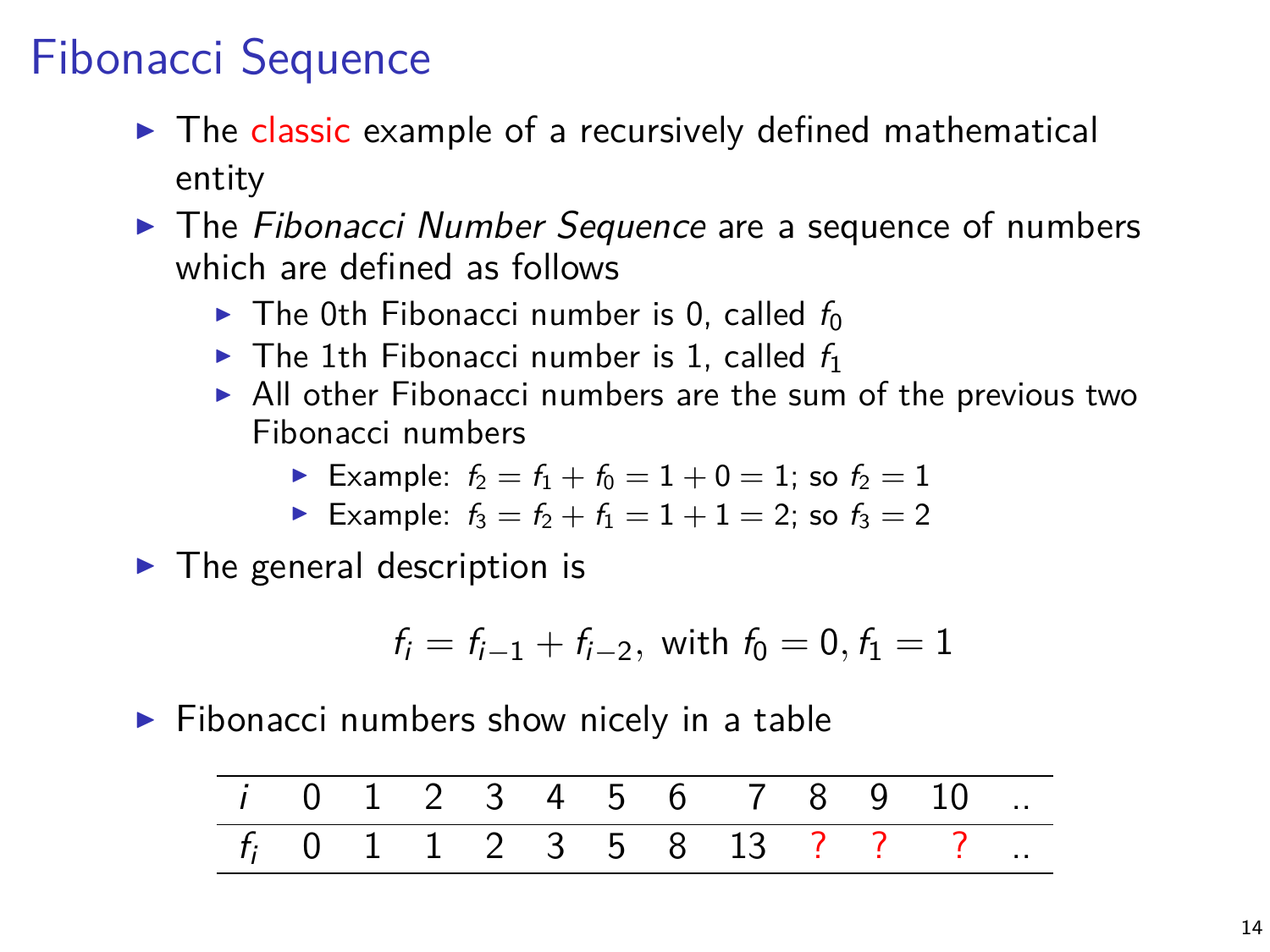# Fibonacci Sequence

- The classic example of a recursively defined mathematical entity
- The *Fibonacci Number Sequence* are a sequence of numbers which are defined as follows
  - The 0th Fibonacci number is 0, called $f_0$
  - The 1th Fibonacci number is 1, called $f_1$
  - All other Fibonacci numbers are the sum of the previous two Fibonacci numbers
    - Example: $f_2 = f_1 + f_0 = 1 + 0 = 1$; so $f_2 = 1$
    - Example: $f_3 = f_2 + f_1 = 1 + 1 = 2$; so $f_3 = 2$
- The general description is

$$f_i = f_{i-1} + f_{i-2}, \text{ with } f_0 = 0, f_1 = 1$$

- Fibonacci numbers show nicely in a table

| $i$ | 0 | 1 | 2 | 3 | 4 | 5 | 6 | 7 | 8 | 9 | 10 | .. |
|---|---|---|---|---|---|---|---|---|---|---|---|---|
| $f_i$ | 0 | 1 | 1 | 2 | 3 | 5 | 8 | 13 | ? | ? | ? | .. |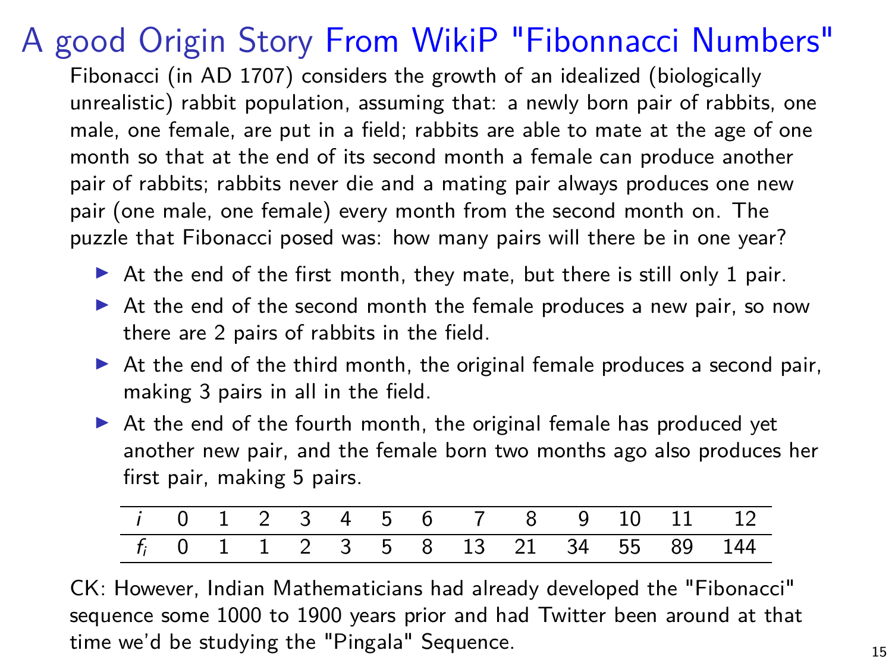# A good Origin Story From WikiP "Fibonnacci Numbers"

Fibonacci (in AD 1707) considers the growth of an idealized (biologically unrealistic) rabbit population, assuming that: a newly born pair of rabbits, one male, one female, are put in a field; rabbits are able to mate at the age of one month so that at the end of its second month a female can produce another pair of rabbits; rabbits never die and a mating pair always produces one new pair (one male, one female) every month from the second month on. The puzzle that Fibonacci posed was: how many pairs will there be in one year?

- At the end of the first month, they mate, but there is still only 1 pair.
- At the end of the second month the female produces a new pair, so now there are 2 pairs of rabbits in the field.
- At the end of the third month, the original female produces a second pair, making 3 pairs in all in the field.
- At the end of the fourth month, the original female has produced yet another new pair, and the female born two months ago also produces her first pair, making 5 pairs.

| $i$ | 0 | 1 | 2 | 3 | 4 | 5 | 6 | 7 | 8 | 9 | 10 | 11 | 12 |
|---|---|---|---|---|---|---|---|---|---|---|---|---|---|
| $f_i$ | 0 | 1 | 1 | 2 | 3 | 5 | 8 | 13 | 21 | 34 | 55 | 89 | 144 |

CK: However, Indian Mathematicians had already developed the "Fibonacci" sequence some 1000 to 1900 years prior and had Twitter been around at that time we'd be studying the "Pingala" Sequence.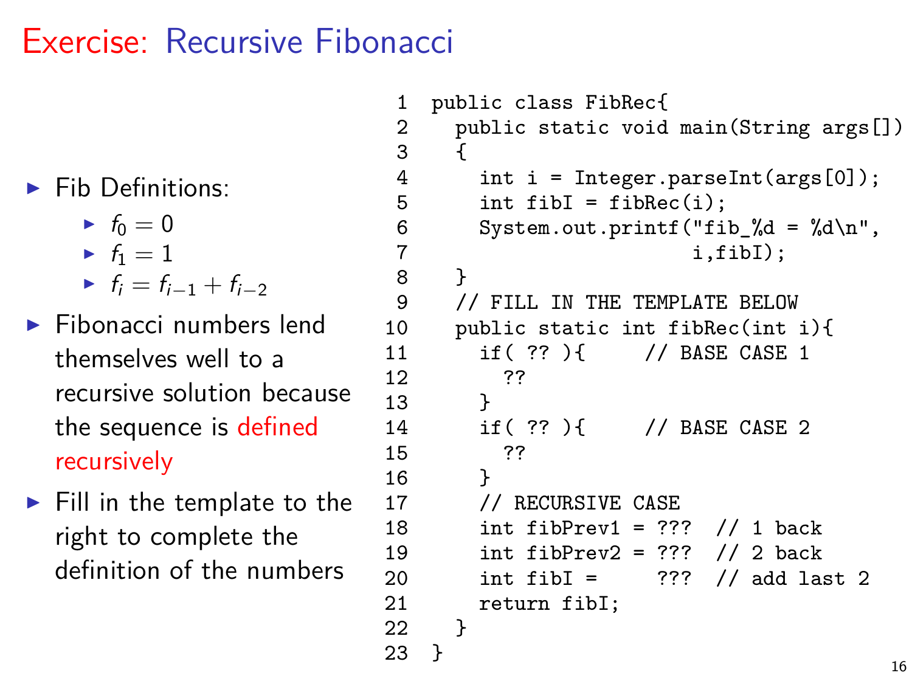# Exercise: Recursive Fibonacci

- Fib Definitions:
  - $f_0 = 0$
  - $f_1 = 1$
  - $f_i = f_{i-1} + f_{i-2}$
- Fibonacci numbers lend themselves well to a recursive solution because the sequence is defined recursively
- Fill in the template to the right to complete the definition of the numbers

```
1  public class FibRec{
2    public static void main(String args[])
3    {
4      int i = Integer.parseInt(args[0]);
5      int fibI = fibRec(i);
6      System.out.printf("fib_%d = %d\n",
7                        i,fibI);
8    }
9    // FILL IN THE TEMPLATE BELOW
10   public static int fibRec(int i){
11     if( ?? ){     // BASE CASE 1
12       ??
13     }
14     if( ?? ){     // BASE CASE 2
15       ??
16     }
17     // RECURSIVE CASE
18     int fibPrev1 = ???  // 1 back
19     int fibPrev2 = ???  // 2 back
20     int fibI =     ???  // add last 2
21     return fibI;
22   }
23 }
```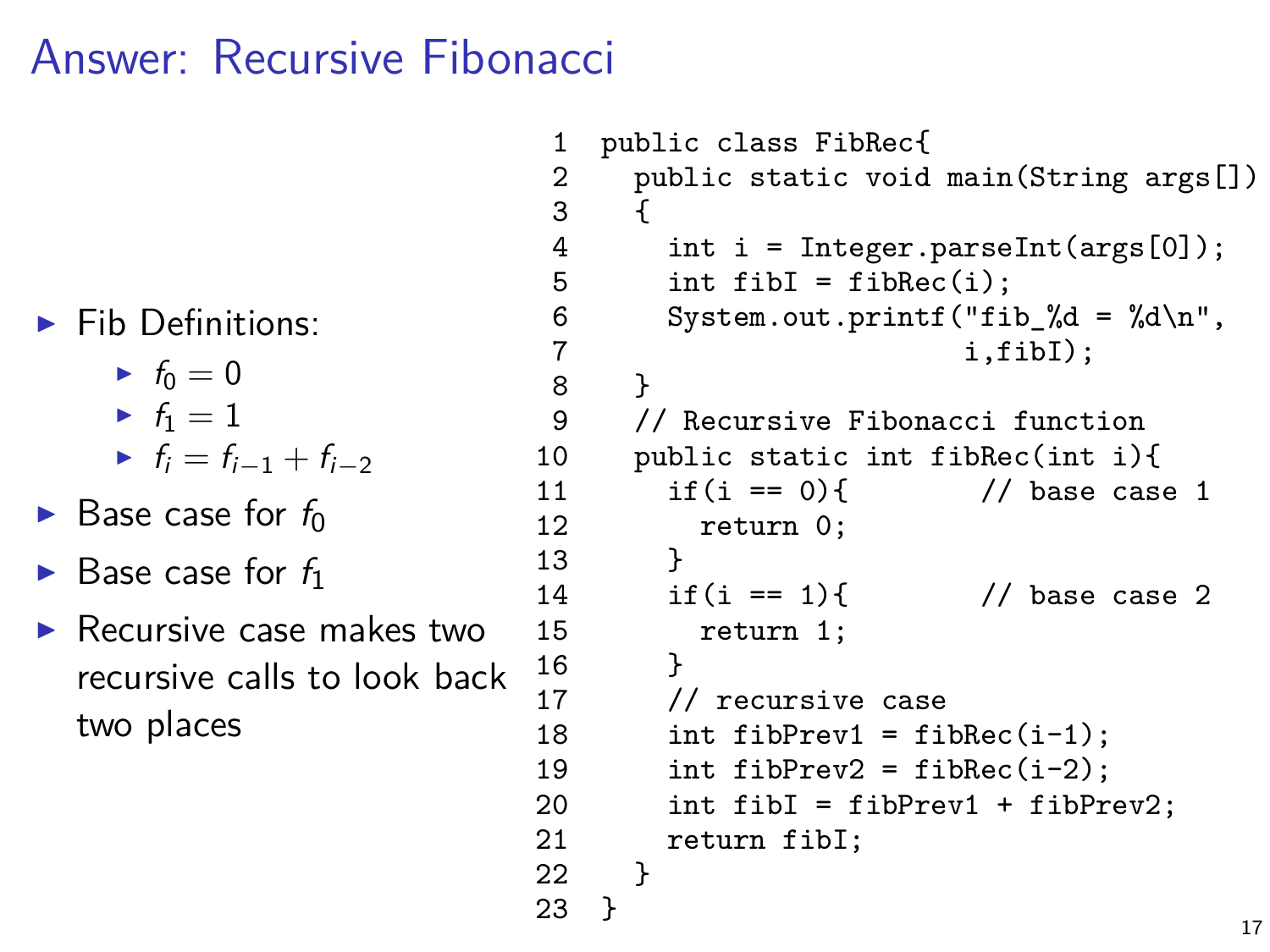# Answer: Recursive Fibonacci

- Fib Definitions:
  - $f_0 = 0$
  - $f_1 = 1$
  - $f_i = f_{i-1} + f_{i-2}$
- Base case for $f_0$
- Base case for $f_1$
- Recursive case makes two recursive calls to look back two places

```
1  public class FibRec{
2    public static void main(String args[])
3    {
4      int i = Integer.parseInt(args[0]);
5      int fibI = fibRec(i);
6      System.out.printf("fib_%d = %d\n",
7                        i,fibI);
8    }
9    // Recursive Fibonacci function
10   public static int fibRec(int i){
11     if(i == 0){        // base case 1
12       return 0;
13     }
14     if(i == 1){        // base case 2
15       return 1;
16     }
17     // recursive case
18     int fibPrev1 = fibRec(i-1);
19     int fibPrev2 = fibRec(i-2);
20     int fibI = fibPrev1 + fibPrev2;
21     return fibI;
22   }
23 }
```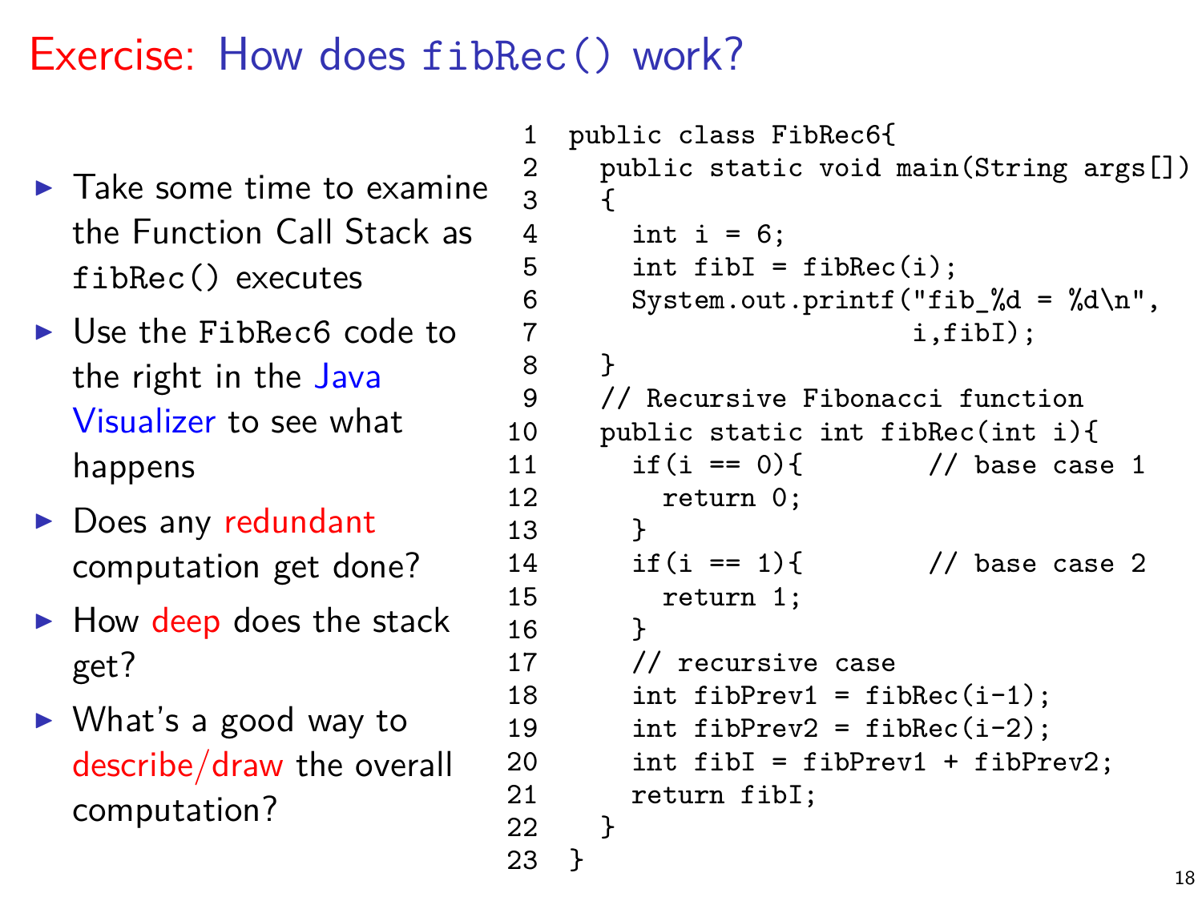# Exercise: How does fibRec() work?

- Take some time to examine the Function Call Stack as fibRec() executes
- Use the FibRec6 code to the right in the Java Visualizer to see what happens
- Does any redundant computation get done?
- How deep does the stack get?
- What's a good way to describe/draw the overall computation?

```
1  public class FibRec6{
2    public static void main(String args[])
3    {
4      int i = 6;
5      int fibI = fibRec(i);
6      System.out.printf("fib_%d = %d\n",
7                        i,fibI);
8    }
9    // Recursive Fibonacci function
10   public static int fibRec(int i){
11     if(i == 0){         // base case 1
12       return 0;
13     }
14     if(i == 1){         // base case 2
15       return 1;
16     }
17     // recursive case
18     int fibPrev1 = fibRec(i-1);
19     int fibPrev2 = fibRec(i-2);
20     int fibI = fibPrev1 + fibPrev2;
21     return fibI;
22   }
23 }
```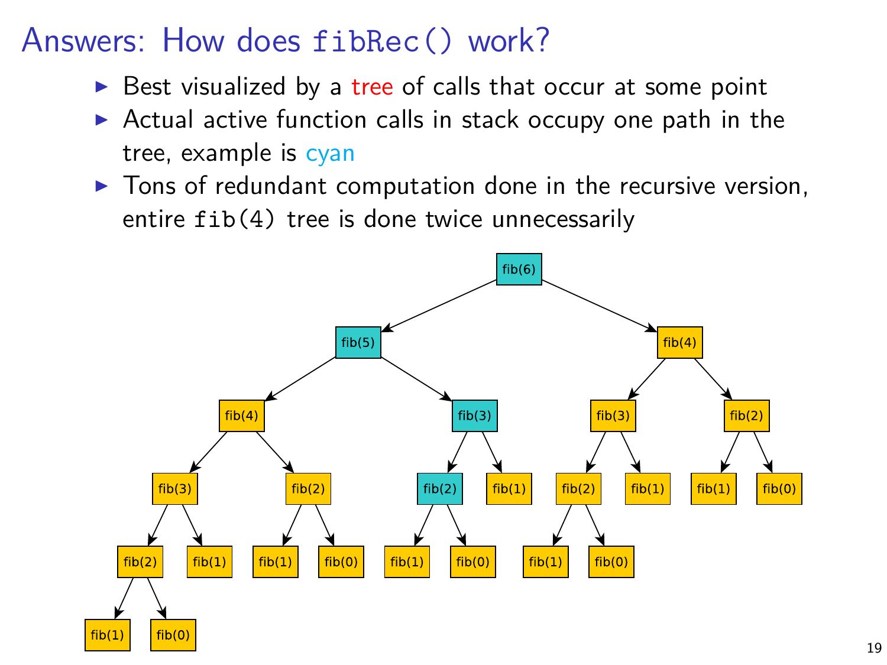# Answers: How does `fibRec()` work?

- Best visualized by a tree of calls that occur at some point
- Actual active function calls in stack occupy one path in the tree, example is cyan
- Tons of redundant computation done in the recursive version, entire `fib(4)` tree is done twice unnecessarily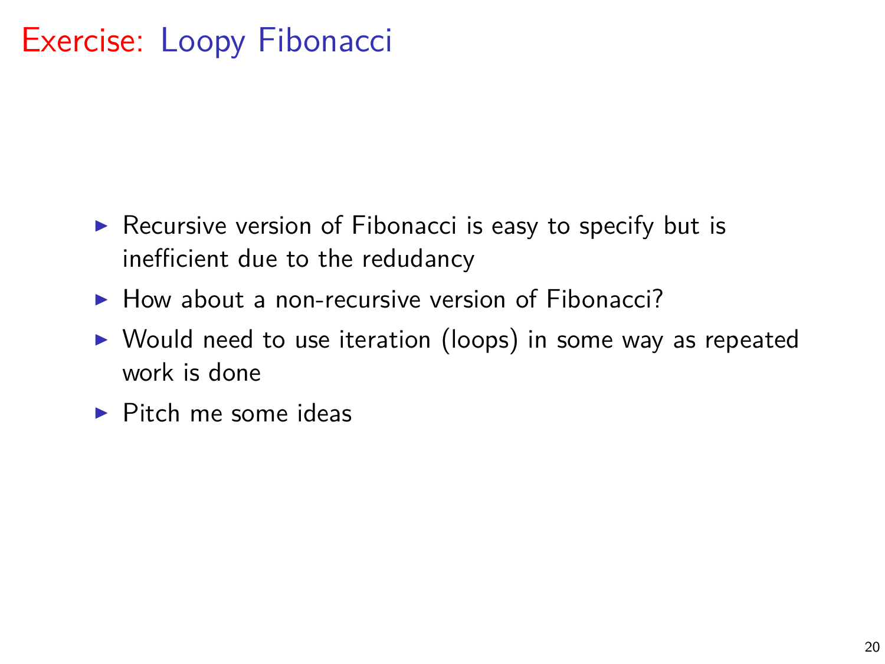# Exercise: Loopy Fibonacci

- Recursive version of Fibonacci is easy to specify but is inefficient due to the redudancy
- How about a non-recursive version of Fibonacci?
- Would need to use iteration (loops) in some way as repeated work is done
- Pitch me some ideas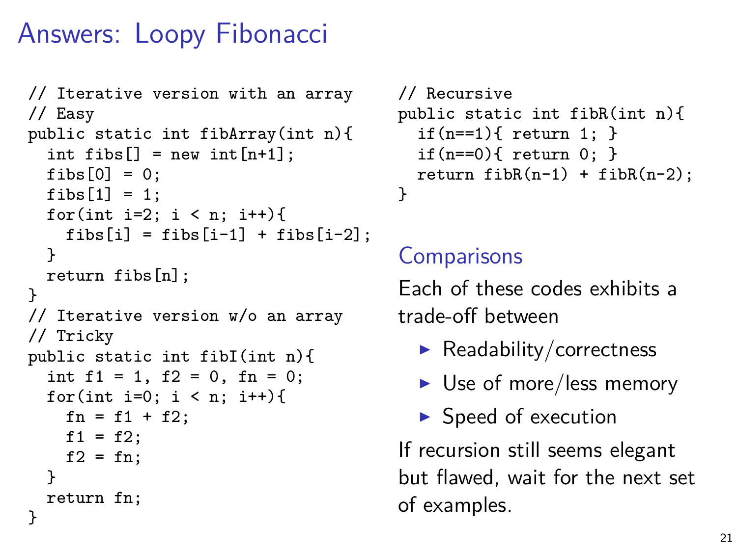# Answers: Loopy Fibonacci

```
// Iterative version with an array
// Easy
public static int fibArray(int n){
  int fibs[] = new int[n+1];
  fibs[0] = 0;
  fibs[1] = 1;
  for(int i=2; i < n; i++){
    fibs[i] = fibs[i-1] + fibs[i-2];
  }
  return fibs[n];
}
// Iterative version w/o an array
// Tricky
public static int fibI(int n){
  int f1 = 1, f2 = 0, fn = 0;
  for(int i=0; i < n; i++){
    fn = f1 + f2;
    f1 = f2;
    f2 = fn;
  }
  return fn;
}
```

```
// Recursive
public static int fibR(int n){
  if(n==1){ return 1; }
  if(n==0){ return 0; }
  return fibR(n-1) + fibR(n-2);
}
```

## Comparisons

Each of these codes exhibits a trade-off between

- Readability/correctness
- Use of more/less memory
- Speed of execution

If recursion still seems elegant but flawed, wait for the next set of examples.